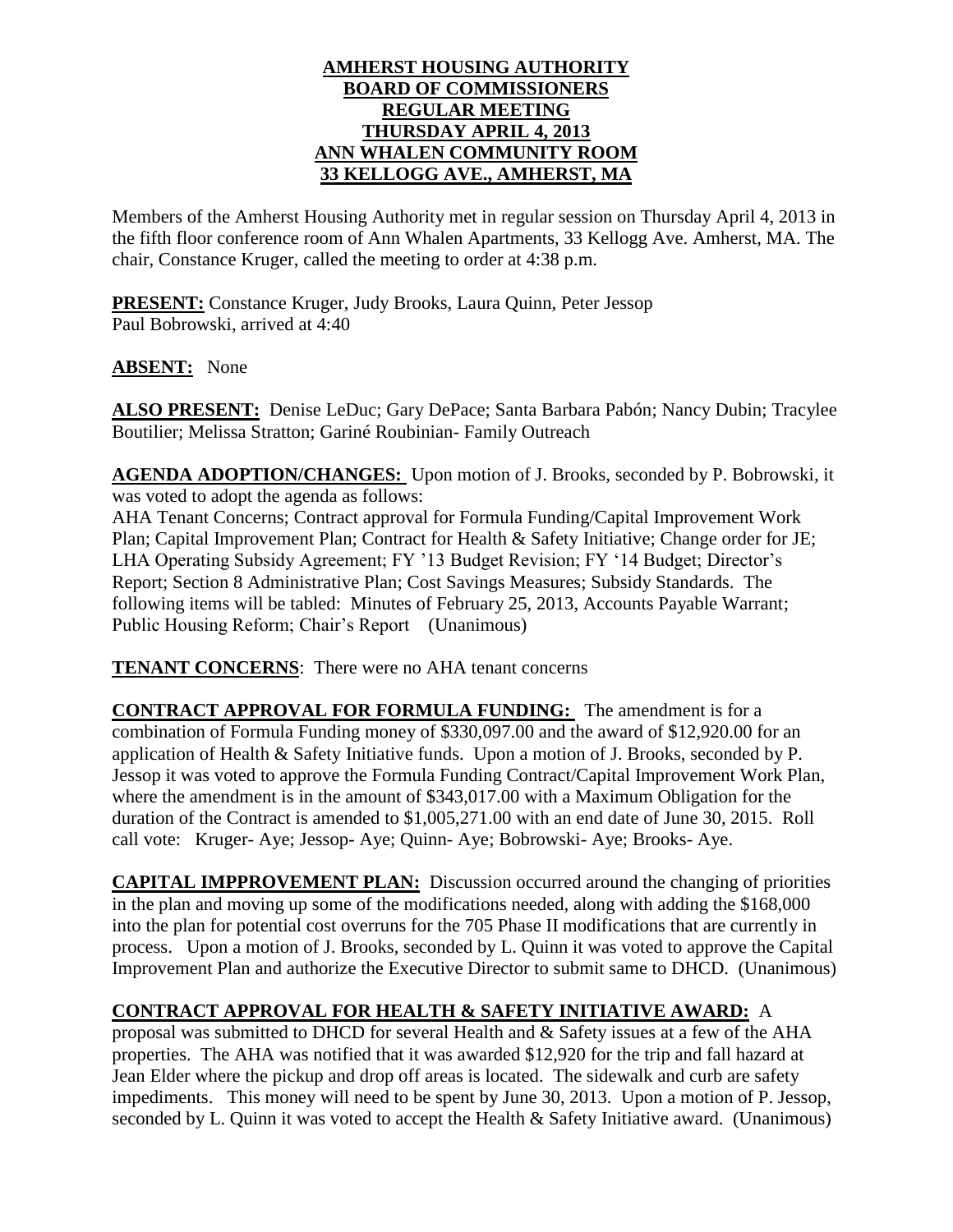**AMHERST HOUSING AUTHORITY**
**BOARD OF COMMISSIONERS**
**REGULAR MEETING**
**THURSDAY APRIL 4, 2013**
**ANN WHALEN COMMUNITY ROOM**
**33 KELLOGG AVE., AMHERST, MA**

Members of the Amherst Housing Authority met in regular session on Thursday April 4, 2013 in the fifth floor conference room of Ann Whalen Apartments, 33 Kellogg Ave. Amherst, MA. The chair, Constance Kruger, called the meeting to order at 4:38 p.m.

**PRESENT:** Constance Kruger, Judy Brooks, Laura Quinn, Peter Jessop
Paul Bobrowski, arrived at 4:40

**ABSENT:** None

**ALSO PRESENT:** Denise LeDuc; Gary DePace; Santa Barbara Pabón; Nancy Dubin; Tracylee Boutilier; Melissa Stratton; Gariné Roubinian- Family Outreach

**AGENDA ADOPTION/CHANGES:** Upon motion of J. Brooks, seconded by P. Bobrowski, it was voted to adopt the agenda as follows:
AHA Tenant Concerns; Contract approval for Formula Funding/Capital Improvement Work Plan; Capital Improvement Plan; Contract for Health & Safety Initiative; Change order for JE; LHA Operating Subsidy Agreement; FY '13 Budget Revision; FY '14 Budget; Director's Report; Section 8 Administrative Plan; Cost Savings Measures; Subsidy Standards. The following items will be tabled: Minutes of February 25, 2013, Accounts Payable Warrant; Public Housing Reform; Chair's Report (Unanimous)

**TENANT CONCERNS**: There were no AHA tenant concerns

**CONTRACT APPROVAL FOR FORMULA FUNDING:** The amendment is for a combination of Formula Funding money of $330,097.00 and the award of $12,920.00 for an application of Health & Safety Initiative funds. Upon a motion of J. Brooks, seconded by P. Jessop it was voted to approve the Formula Funding Contract/Capital Improvement Work Plan, where the amendment is in the amount of $343,017.00 with a Maximum Obligation for the duration of the Contract is amended to $1,005,271.00 with an end date of June 30, 2015. Roll call vote: Kruger- Aye; Jessop- Aye; Quinn- Aye; Bobrowski- Aye; Brooks- Aye.

**CAPITAL IMPPROVEMENT PLAN:** Discussion occurred around the changing of priorities in the plan and moving up some of the modifications needed, along with adding the $168,000 into the plan for potential cost overruns for the 705 Phase II modifications that are currently in process. Upon a motion of J. Brooks, seconded by L. Quinn it was voted to approve the Capital Improvement Plan and authorize the Executive Director to submit same to DHCD. (Unanimous)

**CONTRACT APPROVAL FOR HEALTH & SAFETY INITIATIVE AWARD:** A proposal was submitted to DHCD for several Health and & Safety issues at a few of the AHA properties. The AHA was notified that it was awarded $12,920 for the trip and fall hazard at Jean Elder where the pickup and drop off areas is located. The sidewalk and curb are safety impediments. This money will need to be spent by June 30, 2013. Upon a motion of P. Jessop, seconded by L. Quinn it was voted to accept the Health & Safety Initiative award. (Unanimous)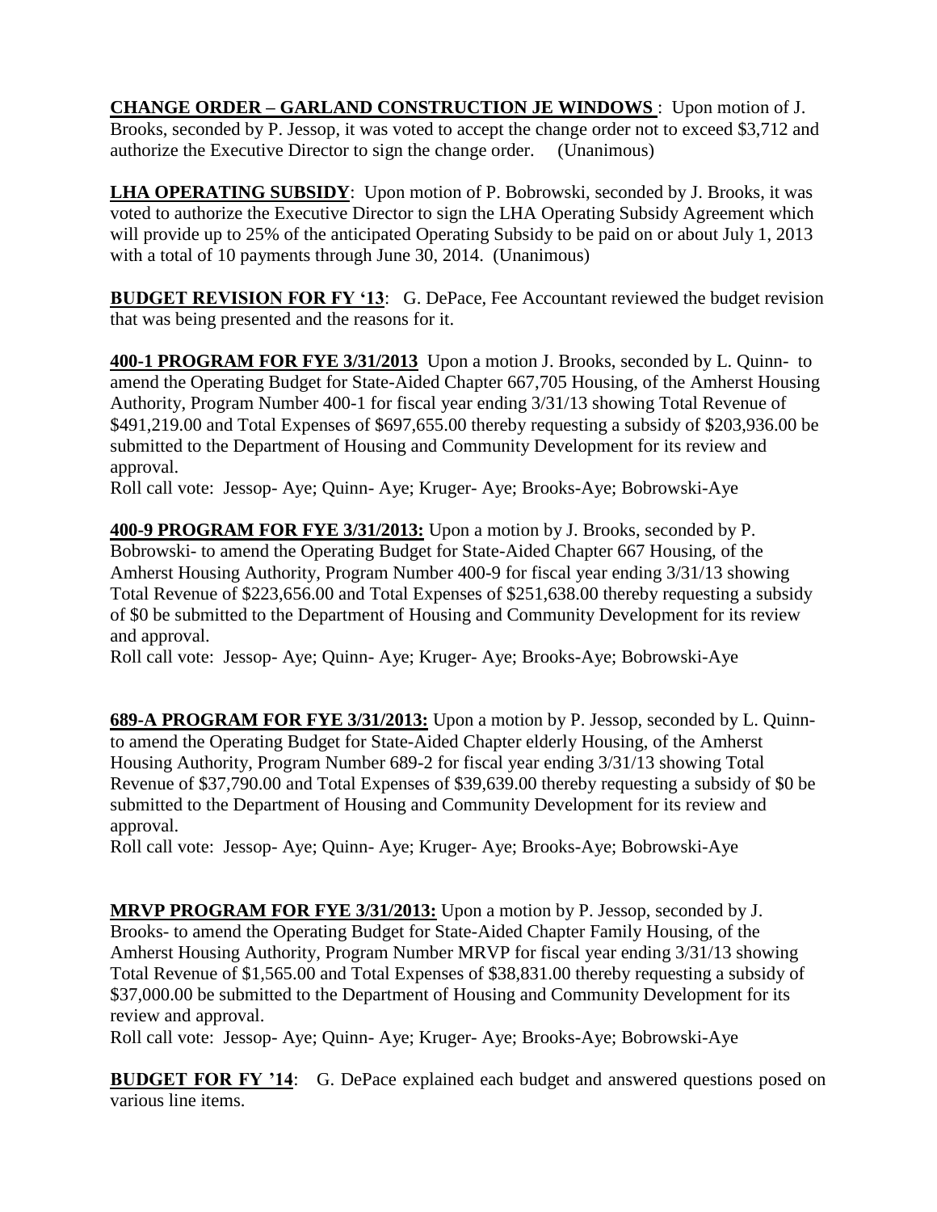**CHANGE ORDER – GARLAND CONSTRUCTION JE WINDOWS** : Upon motion of J. Brooks, seconded by P. Jessop, it was voted to accept the change order not to exceed $3,712 and authorize the Executive Director to sign the change order. (Unanimous)

**LHA OPERATING SUBSIDY**: Upon motion of P. Bobrowski, seconded by J. Brooks, it was voted to authorize the Executive Director to sign the LHA Operating Subsidy Agreement which will provide up to 25% of the anticipated Operating Subsidy to be paid on or about July 1, 2013 with a total of 10 payments through June 30, 2014. (Unanimous)

**BUDGET REVISION FOR FY '13**: G. DePace, Fee Accountant reviewed the budget revision that was being presented and the reasons for it.

**400-1 PROGRAM FOR FYE 3/31/2013** Upon a motion J. Brooks, seconded by L. Quinn- to amend the Operating Budget for State-Aided Chapter 667,705 Housing, of the Amherst Housing Authority, Program Number 400-1 for fiscal year ending 3/31/13 showing Total Revenue of $491,219.00 and Total Expenses of $697,655.00 thereby requesting a subsidy of $203,936.00 be submitted to the Department of Housing and Community Development for its review and approval.
Roll call vote: Jessop- Aye; Quinn- Aye; Kruger- Aye; Brooks-Aye; Bobrowski-Aye

**400-9 PROGRAM FOR FYE 3/31/2013:** Upon a motion by J. Brooks, seconded by P. Bobrowski- to amend the Operating Budget for State-Aided Chapter 667 Housing, of the Amherst Housing Authority, Program Number 400-9 for fiscal year ending 3/31/13 showing Total Revenue of $223,656.00 and Total Expenses of $251,638.00 thereby requesting a subsidy of $0 be submitted to the Department of Housing and Community Development for its review and approval.
Roll call vote: Jessop- Aye; Quinn- Aye; Kruger- Aye; Brooks-Aye; Bobrowski-Aye

**689-A PROGRAM FOR FYE 3/31/2013:** Upon a motion by P. Jessop, seconded by L. Quinn- to amend the Operating Budget for State-Aided Chapter elderly Housing, of the Amherst Housing Authority, Program Number 689-2 for fiscal year ending 3/31/13 showing Total Revenue of $37,790.00 and Total Expenses of $39,639.00 thereby requesting a subsidy of $0 be submitted to the Department of Housing and Community Development for its review and approval.
Roll call vote: Jessop- Aye; Quinn- Aye; Kruger- Aye; Brooks-Aye; Bobrowski-Aye

**MRVP PROGRAM FOR FYE 3/31/2013:** Upon a motion by P. Jessop, seconded by J. Brooks- to amend the Operating Budget for State-Aided Chapter Family Housing, of the Amherst Housing Authority, Program Number MRVP for fiscal year ending 3/31/13 showing Total Revenue of $1,565.00 and Total Expenses of $38,831.00 thereby requesting a subsidy of $37,000.00 be submitted to the Department of Housing and Community Development for its review and approval.
Roll call vote: Jessop- Aye; Quinn- Aye; Kruger- Aye; Brooks-Aye; Bobrowski-Aye

**BUDGET FOR FY '14**: G. DePace explained each budget and answered questions posed on various line items.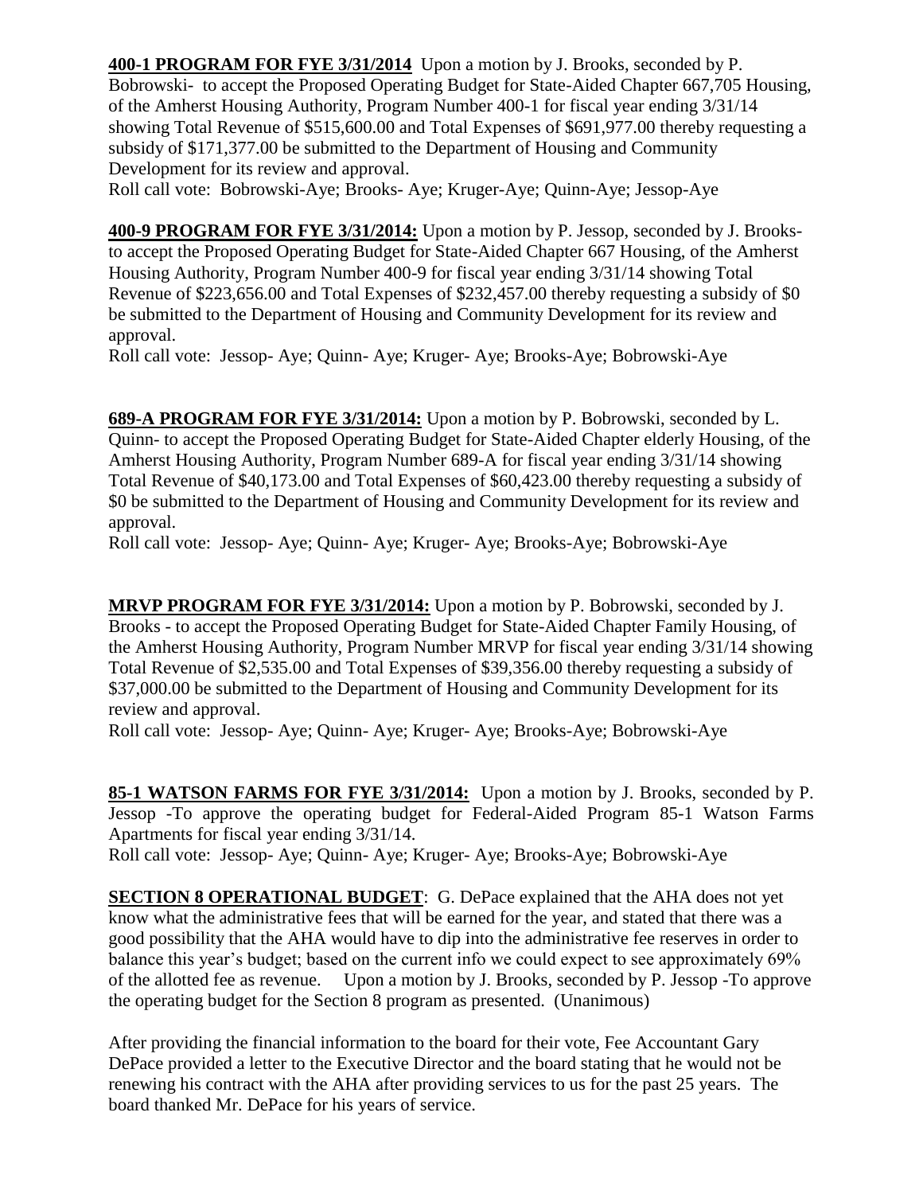**400-1 PROGRAM FOR FYE 3/31/2014** Upon a motion by J. Brooks, seconded by P. Bobrowski- to accept the Proposed Operating Budget for State-Aided Chapter 667,705 Housing, of the Amherst Housing Authority, Program Number 400-1 for fiscal year ending 3/31/14 showing Total Revenue of $515,600.00 and Total Expenses of $691,977.00 thereby requesting a subsidy of $171,377.00 be submitted to the Department of Housing and Community Development for its review and approval.

Roll call vote: Bobrowski-Aye; Brooks- Aye; Kruger-Aye; Quinn-Aye; Jessop-Aye

**400-9 PROGRAM FOR FYE 3/31/2014:** Upon a motion by P. Jessop, seconded by J. Brooks- to accept the Proposed Operating Budget for State-Aided Chapter 667 Housing, of the Amherst Housing Authority, Program Number 400-9 for fiscal year ending 3/31/14 showing Total Revenue of $223,656.00 and Total Expenses of $232,457.00 thereby requesting a subsidy of $0 be submitted to the Department of Housing and Community Development for its review and approval.

Roll call vote: Jessop- Aye; Quinn- Aye; Kruger- Aye; Brooks-Aye; Bobrowski-Aye

**689-A PROGRAM FOR FYE 3/31/2014:** Upon a motion by P. Bobrowski, seconded by L. Quinn- to accept the Proposed Operating Budget for State-Aided Chapter elderly Housing, of the Amherst Housing Authority, Program Number 689-A for fiscal year ending 3/31/14 showing Total Revenue of $40,173.00 and Total Expenses of $60,423.00 thereby requesting a subsidy of $0 be submitted to the Department of Housing and Community Development for its review and approval.

Roll call vote: Jessop- Aye; Quinn- Aye; Kruger- Aye; Brooks-Aye; Bobrowski-Aye

**MRVP PROGRAM FOR FYE 3/31/2014:** Upon a motion by P. Bobrowski, seconded by J. Brooks - to accept the Proposed Operating Budget for State-Aided Chapter Family Housing, of the Amherst Housing Authority, Program Number MRVP for fiscal year ending 3/31/14 showing Total Revenue of $2,535.00 and Total Expenses of $39,356.00 thereby requesting a subsidy of $37,000.00 be submitted to the Department of Housing and Community Development for its review and approval.

Roll call vote: Jessop- Aye; Quinn- Aye; Kruger- Aye; Brooks-Aye; Bobrowski-Aye

**85-1 WATSON FARMS FOR FYE 3/31/2014:** Upon a motion by J. Brooks, seconded by P. Jessop -To approve the operating budget for Federal-Aided Program 85-1 Watson Farms Apartments for fiscal year ending 3/31/14.

Roll call vote: Jessop- Aye; Quinn- Aye; Kruger- Aye; Brooks-Aye; Bobrowski-Aye

**SECTION 8 OPERATIONAL BUDGET**: G. DePace explained that the AHA does not yet know what the administrative fees that will be earned for the year, and stated that there was a good possibility that the AHA would have to dip into the administrative fee reserves in order to balance this year's budget; based on the current info we could expect to see approximately 69% of the allotted fee as revenue. Upon a motion by J. Brooks, seconded by P. Jessop -To approve the operating budget for the Section 8 program as presented. (Unanimous)

After providing the financial information to the board for their vote, Fee Accountant Gary DePace provided a letter to the Executive Director and the board stating that he would not be renewing his contract with the AHA after providing services to us for the past 25 years. The board thanked Mr. DePace for his years of service.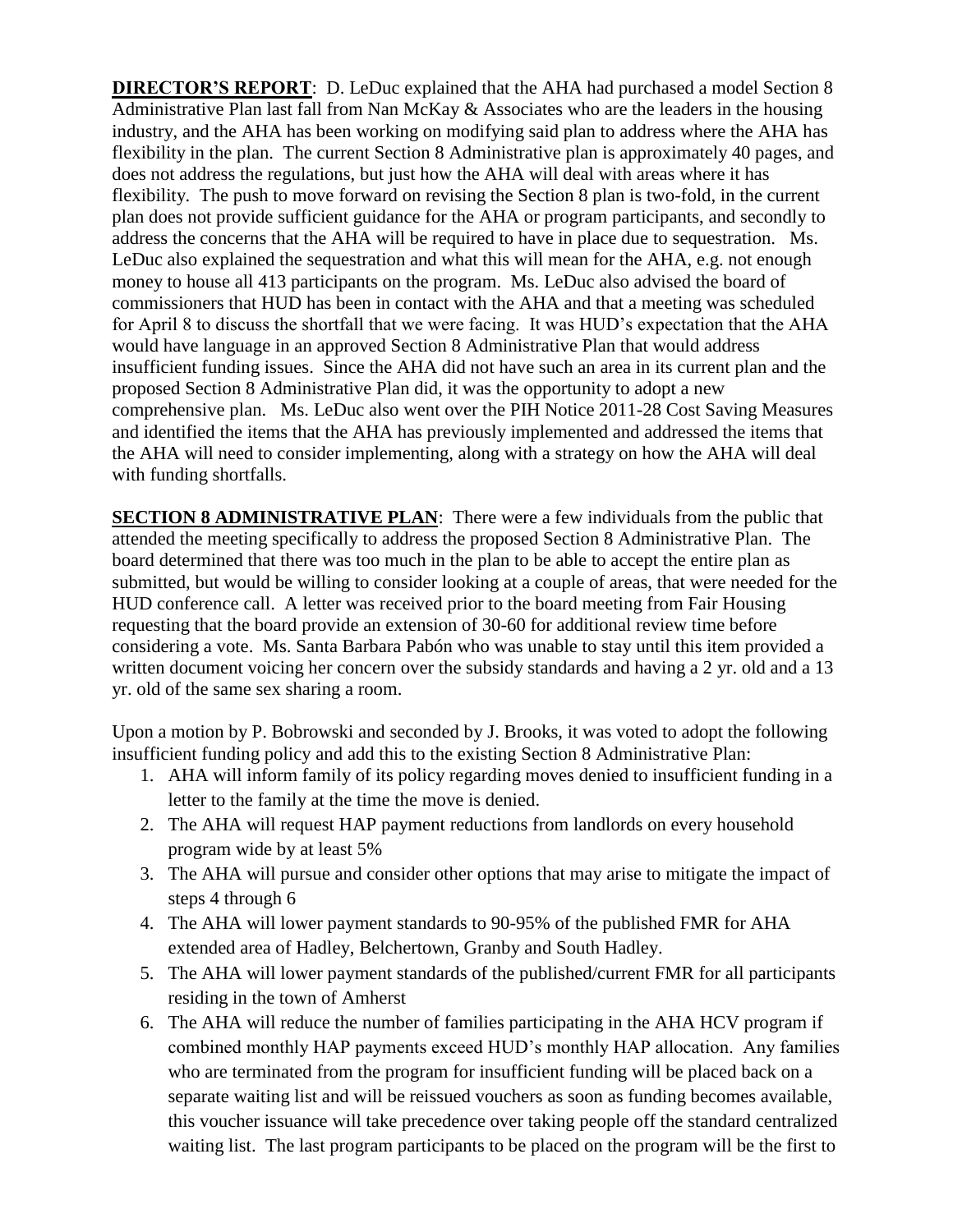**DIRECTOR'S REPORT**: D. LeDuc explained that the AHA had purchased a model Section 8 Administrative Plan last fall from Nan McKay & Associates who are the leaders in the housing industry, and the AHA has been working on modifying said plan to address where the AHA has flexibility in the plan. The current Section 8 Administrative plan is approximately 40 pages, and does not address the regulations, but just how the AHA will deal with areas where it has flexibility. The push to move forward on revising the Section 8 plan is two-fold, in the current plan does not provide sufficient guidance for the AHA or program participants, and secondly to address the concerns that the AHA will be required to have in place due to sequestration. Ms. LeDuc also explained the sequestration and what this will mean for the AHA, e.g. not enough money to house all 413 participants on the program. Ms. LeDuc also advised the board of commissioners that HUD has been in contact with the AHA and that a meeting was scheduled for April 8 to discuss the shortfall that we were facing. It was HUD's expectation that the AHA would have language in an approved Section 8 Administrative Plan that would address insufficient funding issues. Since the AHA did not have such an area in its current plan and the proposed Section 8 Administrative Plan did, it was the opportunity to adopt a new comprehensive plan. Ms. LeDuc also went over the PIH Notice 2011-28 Cost Saving Measures and identified the items that the AHA has previously implemented and addressed the items that the AHA will need to consider implementing, along with a strategy on how the AHA will deal with funding shortfalls.

**SECTION 8 ADMINISTRATIVE PLAN**: There were a few individuals from the public that attended the meeting specifically to address the proposed Section 8 Administrative Plan. The board determined that there was too much in the plan to be able to accept the entire plan as submitted, but would be willing to consider looking at a couple of areas, that were needed for the HUD conference call. A letter was received prior to the board meeting from Fair Housing requesting that the board provide an extension of 30-60 for additional review time before considering a vote. Ms. Santa Barbara Pabón who was unable to stay until this item provided a written document voicing her concern over the subsidy standards and having a 2 yr. old and a 13 yr. old of the same sex sharing a room.

Upon a motion by P. Bobrowski and seconded by J. Brooks, it was voted to adopt the following insufficient funding policy and add this to the existing Section 8 Administrative Plan:

1. AHA will inform family of its policy regarding moves denied to insufficient funding in a letter to the family at the time the move is denied.
2. The AHA will request HAP payment reductions from landlords on every household program wide by at least 5%
3. The AHA will pursue and consider other options that may arise to mitigate the impact of steps 4 through 6
4. The AHA will lower payment standards to 90-95% of the published FMR for AHA extended area of Hadley, Belchertown, Granby and South Hadley.
5. The AHA will lower payment standards of the published/current FMR for all participants residing in the town of Amherst
6. The AHA will reduce the number of families participating in the AHA HCV program if combined monthly HAP payments exceed HUD's monthly HAP allocation. Any families who are terminated from the program for insufficient funding will be placed back on a separate waiting list and will be reissued vouchers as soon as funding becomes available, this voucher issuance will take precedence over taking people off the standard centralized waiting list. The last program participants to be placed on the program will be the first to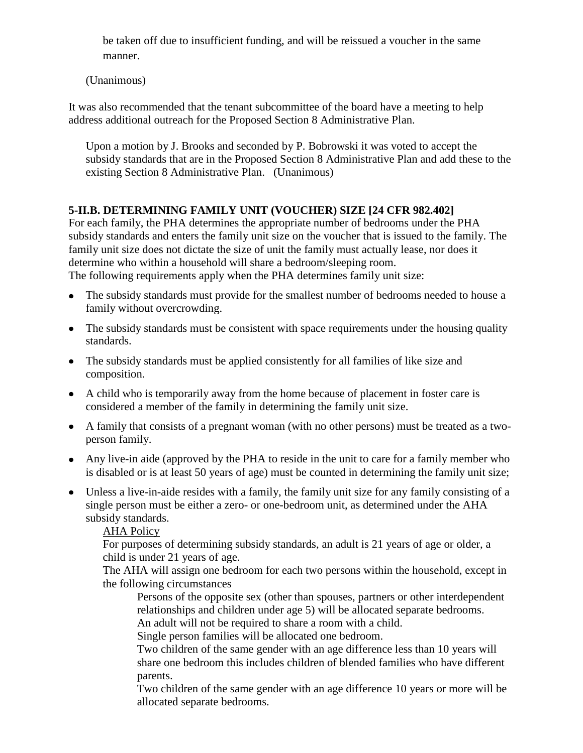be taken off due to insufficient funding, and will be reissued a voucher in the same manner.

(Unanimous)

It was also recommended that the tenant subcommittee of the board have a meeting to help address additional outreach for the Proposed Section 8 Administrative Plan.

Upon a motion by J. Brooks and seconded by P. Bobrowski it was voted to accept the subsidy standards that are in the Proposed Section 8 Administrative Plan and add these to the existing Section 8 Administrative Plan. (Unanimous)

**5-II.B. DETERMINING FAMILY UNIT (VOUCHER) SIZE [24 CFR 982.402]**

For each family, the PHA determines the appropriate number of bedrooms under the PHA subsidy standards and enters the family unit size on the voucher that is issued to the family. The family unit size does not dictate the size of unit the family must actually lease, nor does it determine who within a household will share a bedroom/sleeping room.

The following requirements apply when the PHA determines family unit size:

- The subsidy standards must provide for the smallest number of bedrooms needed to house a family without overcrowding.
- The subsidy standards must be consistent with space requirements under the housing quality standards.
- The subsidy standards must be applied consistently for all families of like size and composition.
- A child who is temporarily away from the home because of placement in foster care is considered a member of the family in determining the family unit size.
- A family that consists of a pregnant woman (with no other persons) must be treated as a two-person family.
- Any live-in aide (approved by the PHA to reside in the unit to care for a family member who is disabled or is at least 50 years of age) must be counted in determining the family unit size;
- Unless a live-in-aide resides with a family, the family unit size for any family consisting of a single person must be either a zero- or one-bedroom unit, as determined under the AHA subsidy standards.

  <u>AHA Policy</u>

  For purposes of determining subsidy standards, an adult is 21 years of age or older, a child is under 21 years of age.

  The AHA will assign one bedroom for each two persons within the household, except in the following circumstances

  Persons of the opposite sex (other than spouses, partners or other interdependent relationships and children under age 5) will be allocated separate bedrooms.

  An adult will not be required to share a room with a child.

  Single person families will be allocated one bedroom.

  Two children of the same gender with an age difference less than 10 years will share one bedroom this includes children of blended families who have different parents.

  Two children of the same gender with an age difference 10 years or more will be allocated separate bedrooms.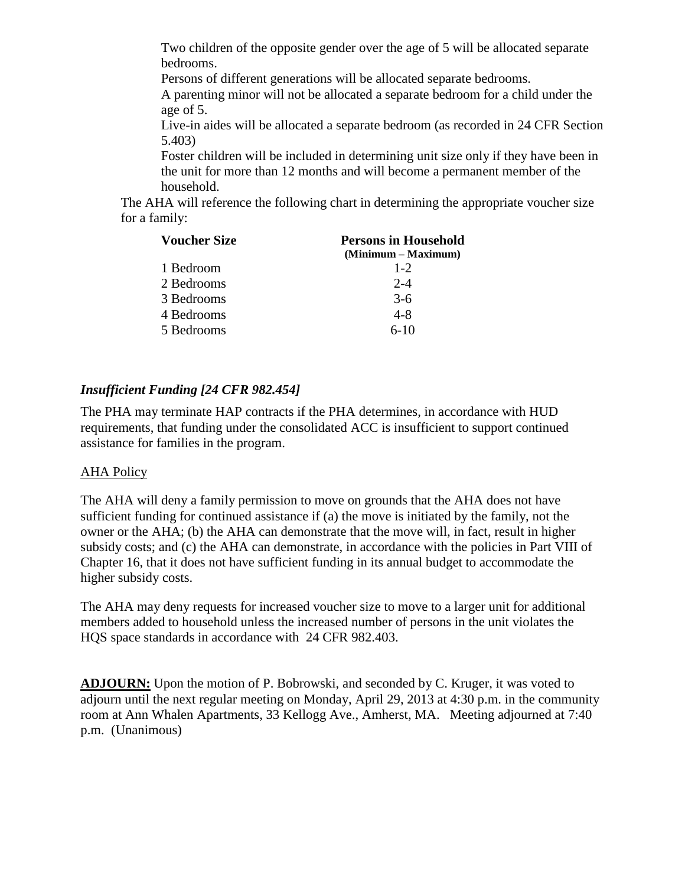Two children of the opposite gender over the age of 5 will be allocated separate bedrooms.

Persons of different generations will be allocated separate bedrooms.

A parenting minor will not be allocated a separate bedroom for a child under the age of 5.

Live-in aides will be allocated a separate bedroom (as recorded in 24 CFR Section 5.403)

Foster children will be included in determining unit size only if they have been in the unit for more than 12 months and will become a permanent member of the household.

The AHA will reference the following chart in determining the appropriate voucher size for a family:

| **Voucher Size** | **Persons in Household** (Minimum – Maximum) |
|---|---|
| 1 Bedroom | 1-2 |
| 2 Bedrooms | 2-4 |
| 3 Bedrooms | 3-6 |
| 4 Bedrooms | 4-8 |
| 5 Bedrooms | 6-10 |

### *Insufficient Funding [24 CFR 982.454]*

The PHA may terminate HAP contracts if the PHA determines, in accordance with HUD requirements, that funding under the consolidated ACC is insufficient to support continued assistance for families in the program.

AHA Policy

The AHA will deny a family permission to move on grounds that the AHA does not have sufficient funding for continued assistance if (a) the move is initiated by the family, not the owner or the AHA; (b) the AHA can demonstrate that the move will, in fact, result in higher subsidy costs; and (c) the AHA can demonstrate, in accordance with the policies in Part VIII of Chapter 16, that it does not have sufficient funding in its annual budget to accommodate the higher subsidy costs.

The AHA may deny requests for increased voucher size to move to a larger unit for additional members added to household unless the increased number of persons in the unit violates the HQS space standards in accordance with 24 CFR 982.403.

**ADJOURN:** Upon the motion of P. Bobrowski, and seconded by C. Kruger, it was voted to adjourn until the next regular meeting on Monday, April 29, 2013 at 4:30 p.m. in the community room at Ann Whalen Apartments, 33 Kellogg Ave., Amherst, MA. Meeting adjourned at 7:40 p.m. (Unanimous)